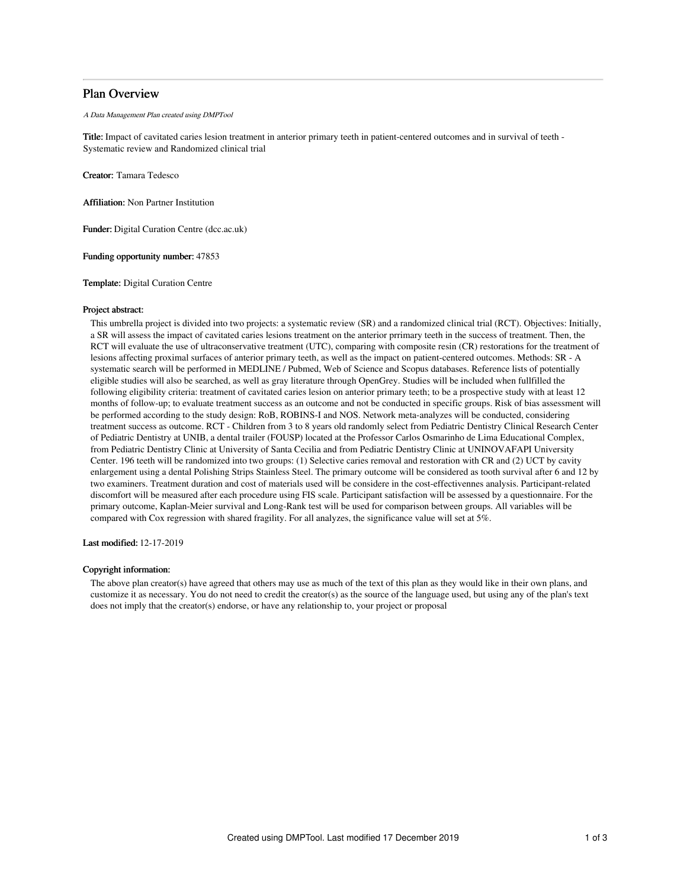# Plan Overview

*A Data Management Plan created using DMPTool*

**Title:** Impact of cavitated caries lesion treatment in anterior primary teeth in patient-centered outcomes and in survival of teeth - Systematic review and Randomized clinical trial

**Creator:** Tamara Tedesco

**Affiliation:** Non Partner Institution

**Funder:** Digital Curation Centre (dcc.ac.uk)

**Funding opportunity number:** 47853

**Template:** Digital Curation Centre

**Project abstract:**

This umbrella project is divided into two projects: a systematic review (SR) and a randomized clinical trial (RCT). Objectives: Initially, a SR will assess the impact of cavitated caries lesions treatment on the anterior prrimary teeth in the success of treatment. Then, the RCT will evaluate the use of ultraconservative treatment (UTC), comparing with composite resin (CR) restorations for the treatment of lesions affecting proximal surfaces of anterior primary teeth, as well as the impact on patient-centered outcomes. Methods: SR - A systematic search will be performed in MEDLINE / Pubmed, Web of Science and Scopus databases. Reference lists of potentially eligible studies will also be searched, as well as gray literature through OpenGrey. Studies will be included when fullfilled the following eligibility criteria: treatment of cavitated caries lesion on anterior primary teeth; to be a prospective study with at least 12 months of follow-up; to evaluate treatment success as an outcome and not be conducted in specific groups. Risk of bias assessment will be performed according to the study design: RoB, ROBINS-I and NOS. Network meta-analyzes will be conducted, considering treatment success as outcome. RCT - Children from 3 to 8 years old randomly select from Pediatric Dentistry Clinical Research Center of Pediatric Dentistry at UNIB, a dental trailer (FOUSP) located at the Professor Carlos Osmarinho de Lima Educational Complex, from Pediatric Dentistry Clinic at University of Santa Cecilia and from Pediatric Dentistry Clinic at UNINOVAFAPI University Center. 196 teeth will be randomized into two groups: (1) Selective caries removal and restoration with CR and (2) UCT by cavity enlargement using a dental Polishing Strips Stainless Steel. The primary outcome will be considered as tooth survival after 6 and 12 by two examiners. Treatment duration and cost of materials used will be considere in the cost-effectivennes analysis. Participant-related discomfort will be measured after each procedure using FIS scale. Participant satisfaction will be assessed by a questionnaire. For the primary outcome, Kaplan-Meier survival and Long-Rank test will be used for comparison between groups. All variables will be compared with Cox regression with shared fragility. For all analyzes, the significance value will set at 5%.

**Last modified:** 12-17-2019

**Copyright information:**

The above plan creator(s) have agreed that others may use as much of the text of this plan as they would like in their own plans, and customize it as necessary. You do not need to credit the creator(s) as the source of the language used, but using any of the plan's text does not imply that the creator(s) endorse, or have any relationship to, your project or proposal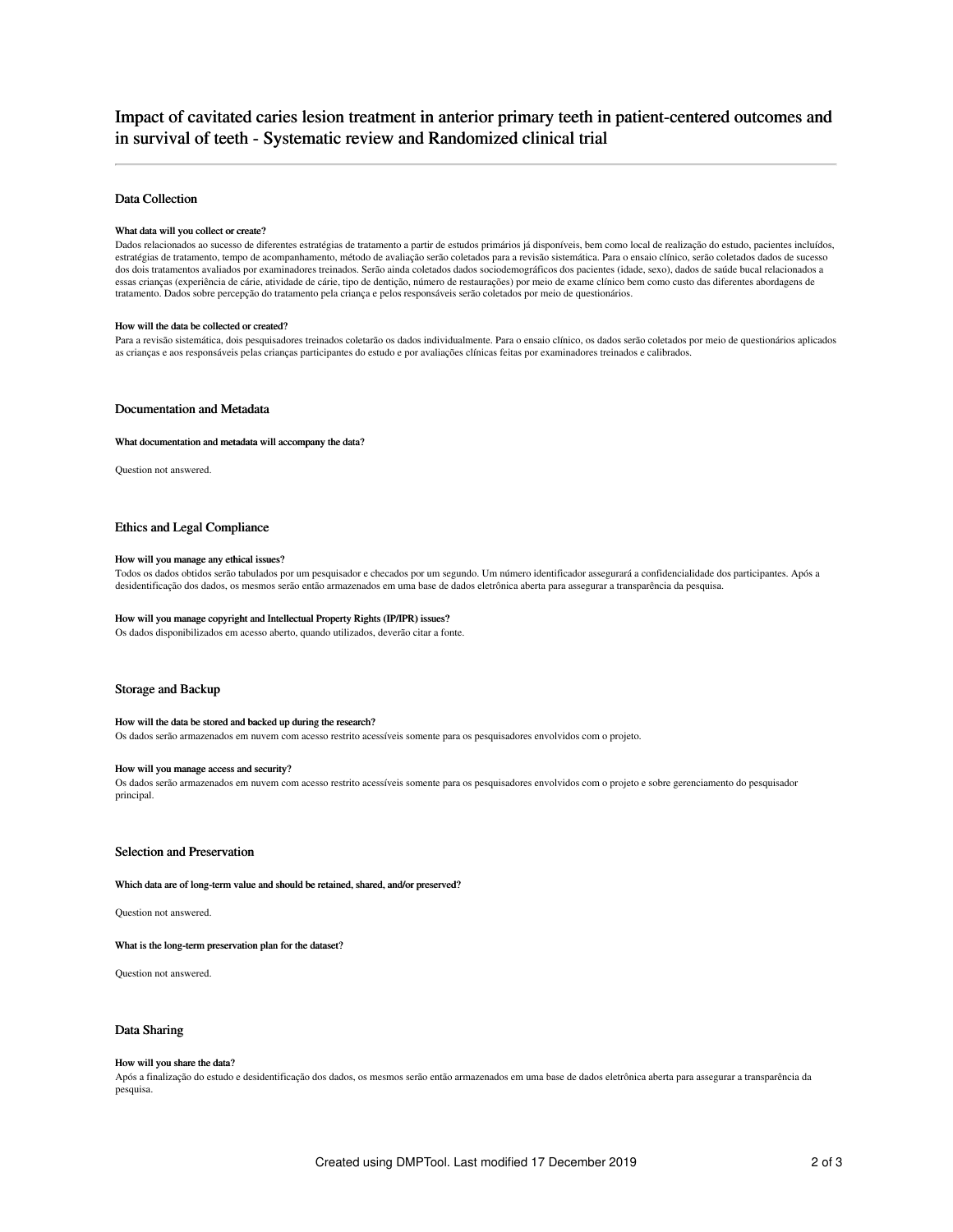# Impact of cavitated caries lesion treatment in anterior primary teeth in patient-centered outcomes and in survival of teeth - Systematic review and Randomized clinical trial

## Data Collection

### What data will you collect or create?

Dados relacionados ao sucesso de diferentes estratégias de tratamento a partir de estudos primários já disponíveis, bem como local de realização do estudo, pacientes incluídos, estratégias de tratamento, tempo de acompanhamento, método de avaliação serão coletados para a revisão sistemática. Para o ensaio clínico, serão coletados dados de sucesso dos dois tratamentos avaliados por examinadores treinados. Serão ainda coletados dados sociodemográficos dos pacientes (idade, sexo), dados de saúde bucal relacionados a essas crianças (experiência de cárie, atividade de cárie, tipo de dentição, número de restaurações) por meio de exame clínico bem como custo das diferentes abordagens de tratamento. Dados sobre percepção do tratamento pela criança e pelos responsáveis serão coletados por meio de questionários.

### How will the data be collected or created?

Para a revisão sistemática, dois pesquisadores treinados coletarão os dados individualmente. Para o ensaio clínico, os dados serão coletados por meio de questionários aplicados as crianças e aos responsáveis pelas crianças participantes do estudo e por avaliações clínicas feitas por examinadores treinados e calibrados.

## Documentation and Metadata

### What documentation and metadata will accompany the data?

Question not answered.

## Ethics and Legal Compliance

### How will you manage any ethical issues?

Todos os dados obtidos serão tabulados por um pesquisador e checados por um segundo. Um número identificador assegurará a confidencialidade dos participantes. Após a desidentificação dos dados, os mesmos serão então armazenados em uma base de dados eletrônica aberta para assegurar a transparência da pesquisa.

### How will you manage copyright and Intellectual Property Rights (IP/IPR) issues?

Os dados disponibilizados em acesso aberto, quando utilizados, deverão citar a fonte.

## Storage and Backup

### How will the data be stored and backed up during the research?

Os dados serão armazenados em nuvem com acesso restrito acessíveis somente para os pesquisadores envolvidos com o projeto.

### How will you manage access and security?

Os dados serão armazenados em nuvem com acesso restrito acessíveis somente para os pesquisadores envolvidos com o projeto e sobre gerenciamento do pesquisador principal.

## Selection and Preservation

### Which data are of long-term value and should be retained, shared, and/or preserved?

Question not answered.

### What is the long-term preservation plan for the dataset?

Question not answered.

## Data Sharing

### How will you share the data?

Após a finalização do estudo e desidentificação dos dados, os mesmos serão então armazenados em uma base de dados eletrônica aberta para assegurar a transparência da pesquisa.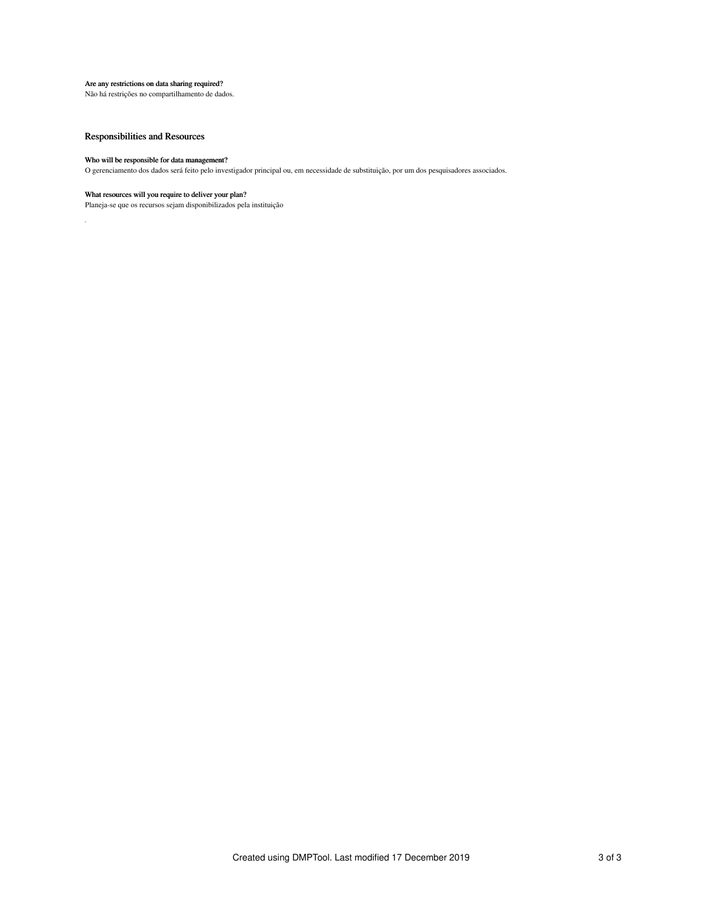**Are any restrictions on data sharing required?**
Não há restrições no compartilhamento de dados.

## Responsibilities and Resources

**Who will be responsible for data management?**
O gerenciamento dos dados será feito pelo investigador principal ou, em necessidade de substituição, por um dos pesquisadores associados.

**What resources will you require to deliver your plan?**
Planeja-se que os recursos sejam disponibilizados pela instituição